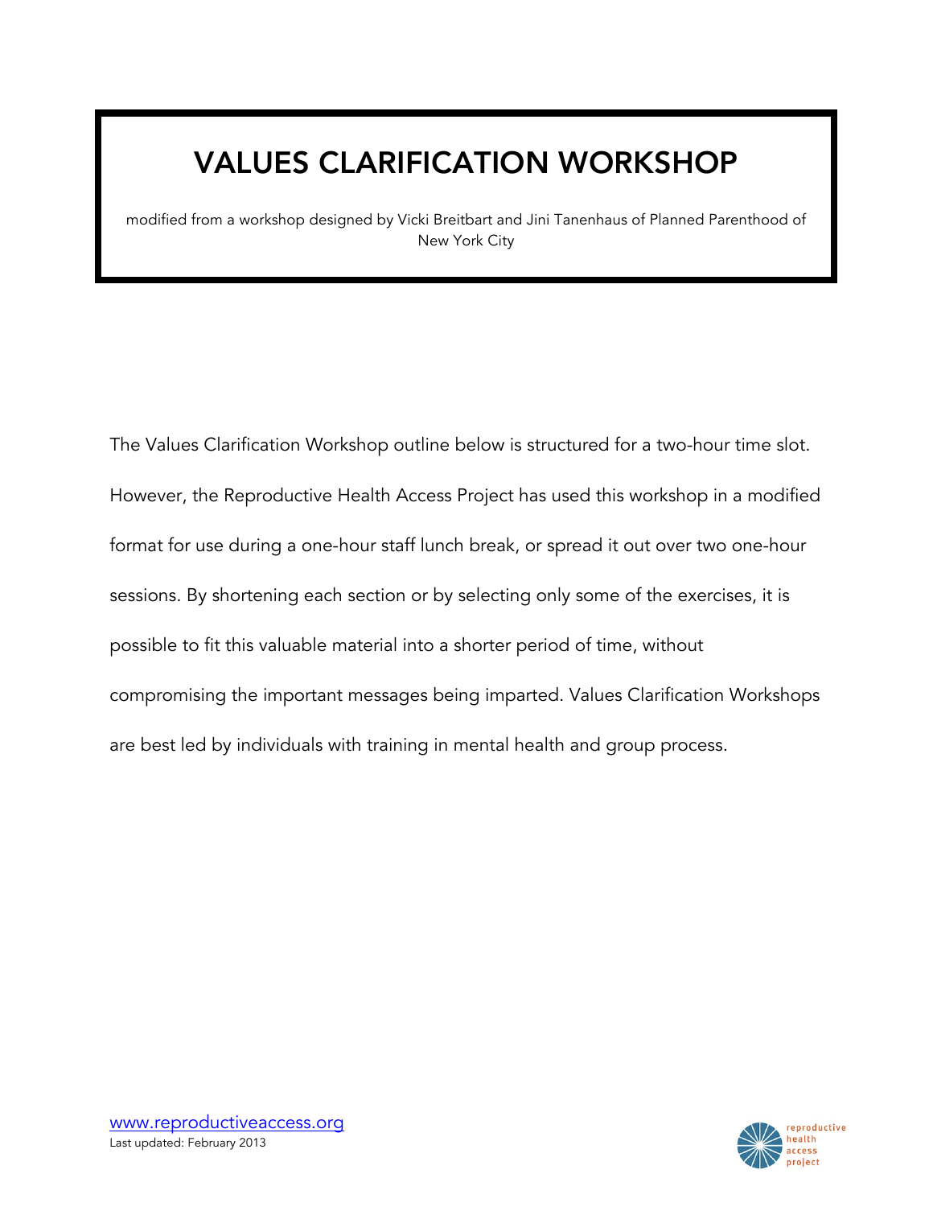# VALUES CLARIFICATION WORKSHOP

modified from a workshop designed by Vicki Breitbart and Jini Tanenhaus of Planned Parenthood of New York City

The Values Clarification Workshop outline below is structured for a two-hour time slot. However, the Reproductive Health Access Project has used this workshop in a modified format for use during a one-hour staff lunch break, or spread it out over two one-hour sessions. By shortening each section or by selecting only some of the exercises, it is possible to fit this valuable material into a shorter period of time, without compromising the important messages being imparted. Values Clarification Workshops are best led by individuals with training in mental health and group process.

www.reproductiveaccess.org
Last updated: February 2013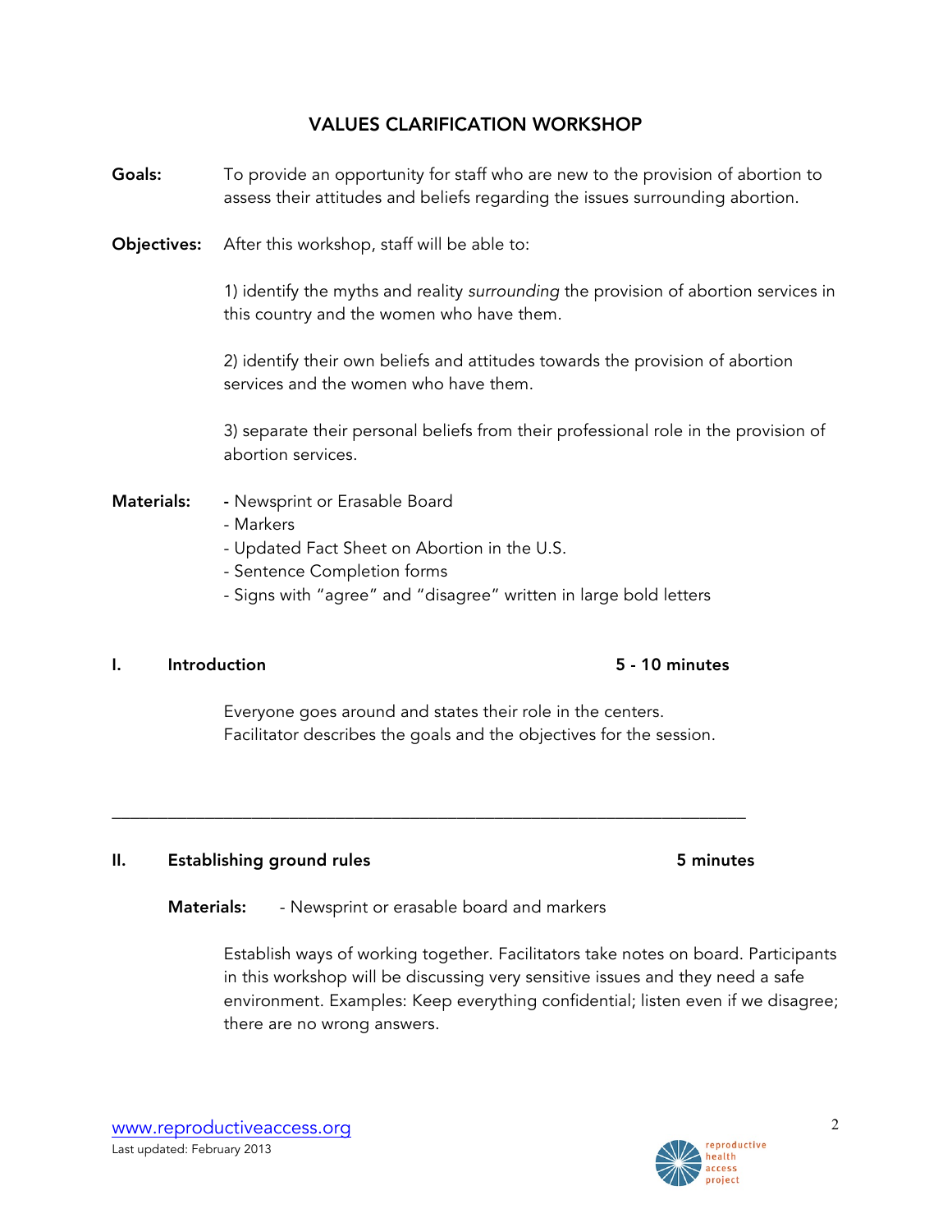# VALUES CLARIFICATION WORKSHOP

**Goals:** To provide an opportunity for staff who are new to the provision of abortion to assess their attitudes and beliefs regarding the issues surrounding abortion.

**Objectives:** After this workshop, staff will be able to:

1) identify the myths and reality *surrounding* the provision of abortion services in this country and the women who have them.

2) identify their own beliefs and attitudes towards the provision of abortion services and the women who have them.

3) separate their personal beliefs from their professional role in the provision of abortion services.

**Materials:**
- Newsprint or Erasable Board
- Markers
- Updated Fact Sheet on Abortion in the U.S.
- Sentence Completion forms
- Signs with "agree" and "disagree" written in large bold letters

## I. Introduction — 5 - 10 minutes

Everyone goes around and states their role in the centers.
Facilitator describes the goals and the objectives for the session.

---

## II. Establishing ground rules — 5 minutes

**Materials:** - Newsprint or erasable board and markers

Establish ways of working together. Facilitators take notes on board. Participants in this workshop will be discussing very sensitive issues and they need a safe environment. Examples: Keep everything confidential; listen even if we disagree; there are no wrong answers.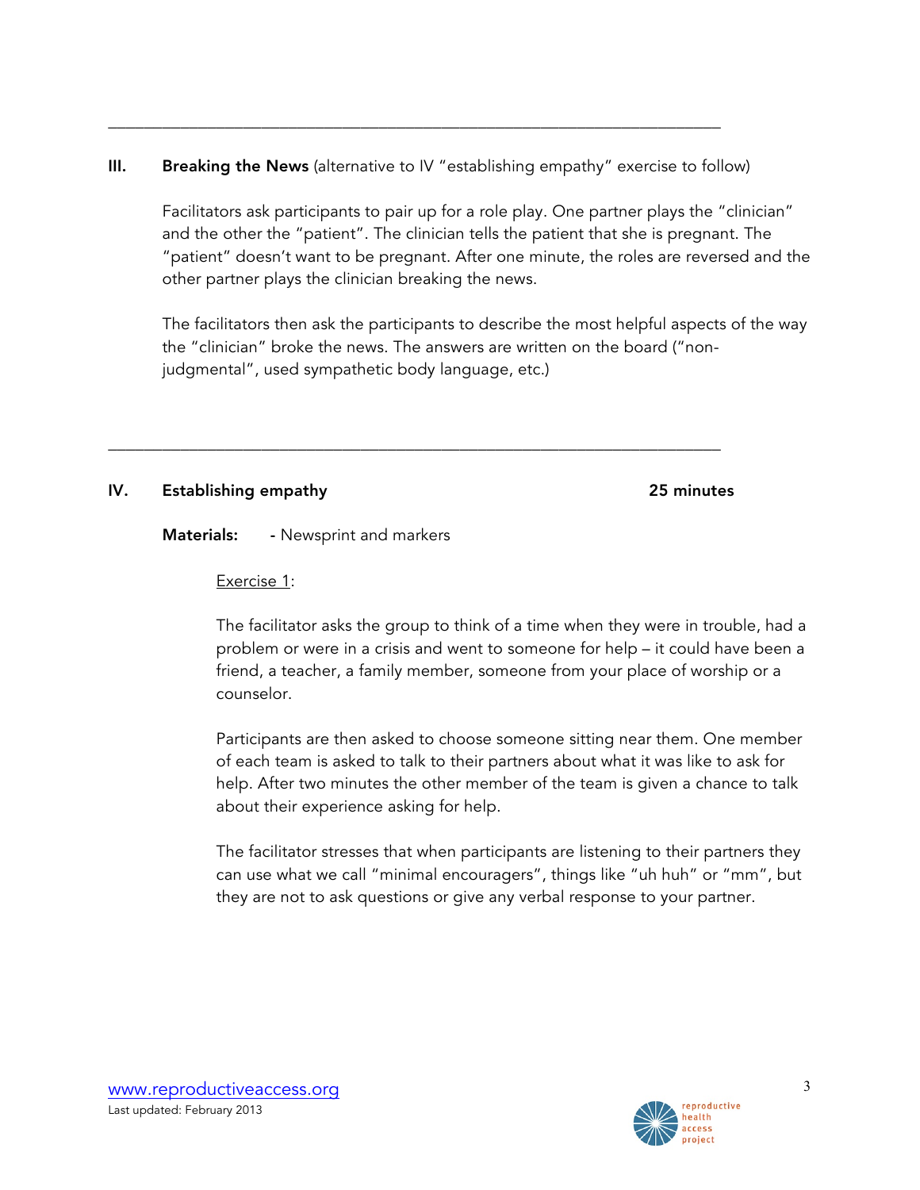---

## III. Breaking the News (alternative to IV "establishing empathy" exercise to follow)

Facilitators ask participants to pair up for a role play. One partner plays the "clinician" and the other the "patient". The clinician tells the patient that she is pregnant. The "patient" doesn't want to be pregnant. After one minute, the roles are reversed and the other partner plays the clinician breaking the news.

The facilitators then ask the participants to describe the most helpful aspects of the way the "clinician" broke the news. The answers are written on the board ("non-judgmental", used sympathetic body language, etc.)

---

## IV. Establishing empathy — 25 minutes

**Materials:** - Newsprint and markers

Exercise 1:

The facilitator asks the group to think of a time when they were in trouble, had a problem or were in a crisis and went to someone for help – it could have been a friend, a teacher, a family member, someone from your place of worship or a counselor.

Participants are then asked to choose someone sitting near them. One member of each team is asked to talk to their partners about what it was like to ask for help. After two minutes the other member of the team is given a chance to talk about their experience asking for help.

The facilitator stresses that when participants are listening to their partners they can use what we call "minimal encouragers", things like "uh huh" or "mm", but they are not to ask questions or give any verbal response to your partner.

www.reproductiveaccess.org
Last updated: February 2013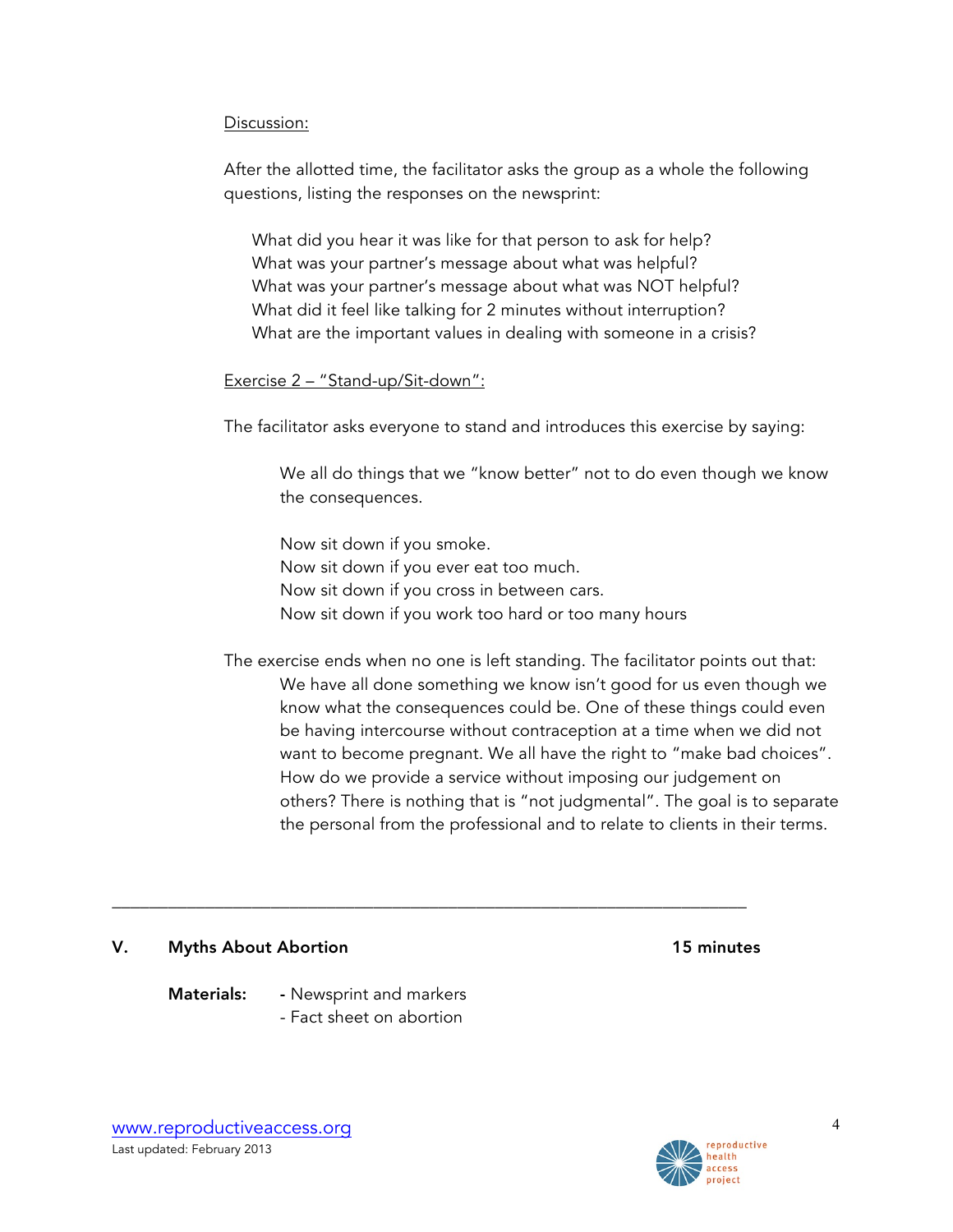Discussion:

After the allotted time, the facilitator asks the group as a whole the following questions, listing the responses on the newsprint:

> What did you hear it was like for that person to ask for help?
> What was your partner's message about what was helpful?
> What was your partner's message about what was NOT helpful?
> What did it feel like talking for 2 minutes without interruption?
> What are the important values in dealing with someone in a crisis?

Exercise 2 – "Stand-up/Sit-down":

The facilitator asks everyone to stand and introduces this exercise by saying:

> We all do things that we "know better" not to do even though we know the consequences.
>
> Now sit down if you smoke.
> Now sit down if you ever eat too much.
> Now sit down if you cross in between cars.
> Now sit down if you work too hard or too many hours

The exercise ends when no one is left standing. The facilitator points out that:

> We have all done something we know isn't good for us even though we know what the consequences could be. One of these things could even be having intercourse without contraception at a time when we did not want to become pregnant. We all have the right to "make bad choices". How do we provide a service without imposing our judgement on others? There is nothing that is "not judgmental". The goal is to separate the personal from the professional and to relate to clients in their terms.

---

## V. Myths About Abortion — 15 minutes

**Materials:**
- Newsprint and markers
- Fact sheet on abortion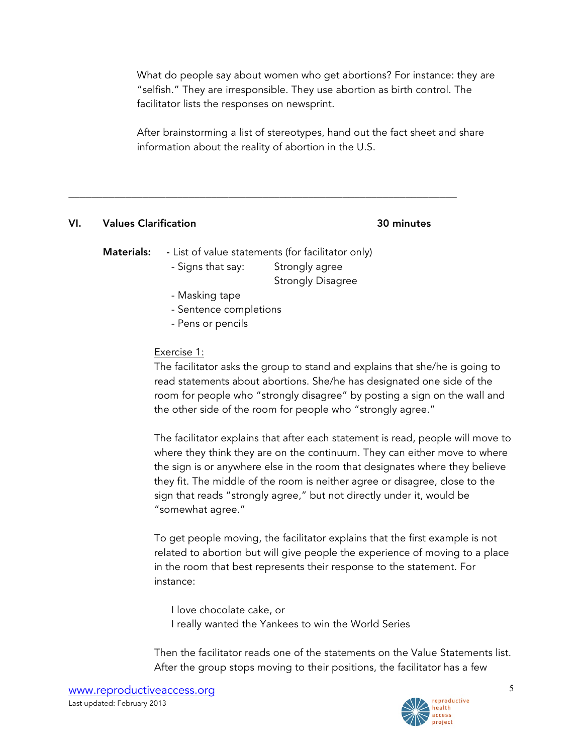What do people say about women who get abortions? For instance: they are "selfish." They are irresponsible. They use abortion as birth control. The facilitator lists the responses on newsprint.

After brainstorming a list of stereotypes, hand out the fact sheet and share information about the reality of abortion in the U.S.

---

## VI. Values Clarification — 30 minutes

**Materials:**
- List of value statements (for facilitator only)
- Signs that say: Strongly agree / Strongly Disagree
- Masking tape
- Sentence completions
- Pens or pencils

Exercise 1:

The facilitator asks the group to stand and explains that she/he is going to read statements about abortions. She/he has designated one side of the room for people who "strongly disagree" by posting a sign on the wall and the other side of the room for people who "strongly agree."

The facilitator explains that after each statement is read, people will move to where they think they are on the continuum. They can either move to where the sign is or anywhere else in the room that designates where they believe they fit. The middle of the room is neither agree or disagree, close to the sign that reads "strongly agree," but not directly under it, would be "somewhat agree."

To get people moving, the facilitator explains that the first example is not related to abortion but will give people the experience of moving to a place in the room that best represents their response to the statement. For instance:

I love chocolate cake, or
I really wanted the Yankees to win the World Series

Then the facilitator reads one of the statements on the Value Statements list. After the group stops moving to their positions, the facilitator has a few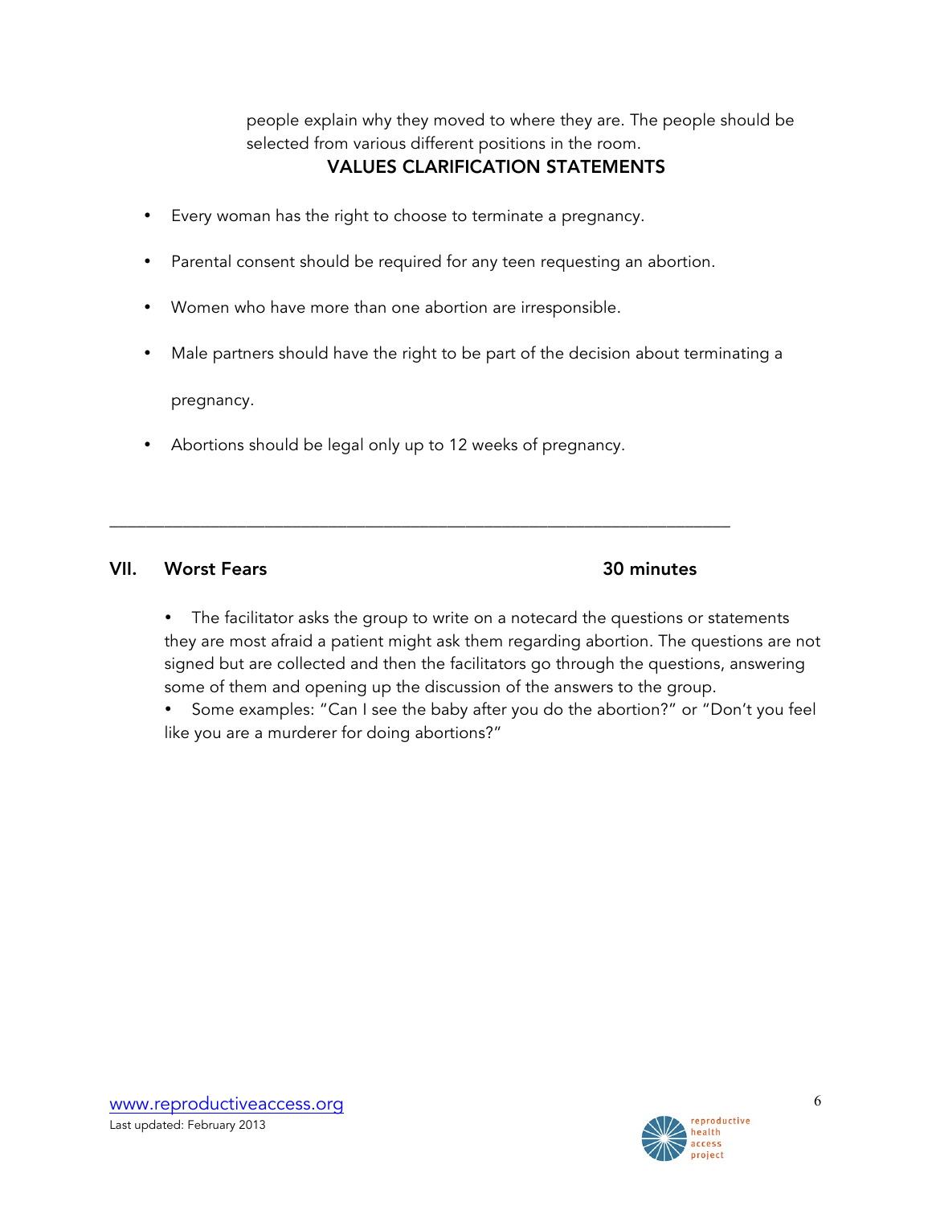people explain why they moved to where they are. The people should be selected from various different positions in the room.

**VALUES CLARIFICATION STATEMENTS**

- Every woman has the right to choose to terminate a pregnancy.
- Parental consent should be required for any teen requesting an abortion.
- Women who have more than one abortion are irresponsible.
- Male partners should have the right to be part of the decision about terminating a pregnancy.
- Abortions should be legal only up to 12 weeks of pregnancy.

---

## VII. Worst Fears — 30 minutes

- The facilitator asks the group to write on a notecard the questions or statements they are most afraid a patient might ask them regarding abortion. The questions are not signed but are collected and then the facilitators go through the questions, answering some of them and opening up the discussion of the answers to the group.
- Some examples: "Can I see the baby after you do the abortion?" or "Don't you feel like you are a murderer for doing abortions?"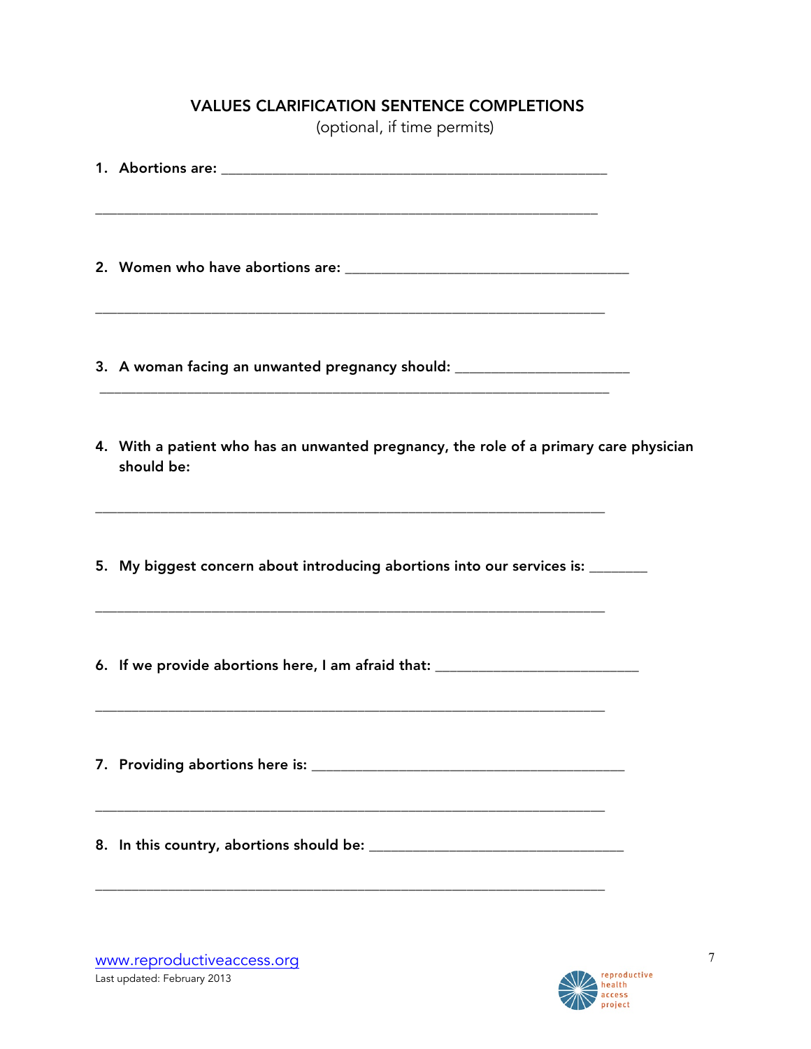## VALUES CLARIFICATION SENTENCE COMPLETIONS

(optional, if time permits)

1. **Abortions are:** ___________________________________________________

_________________________________________________________________

2. **Women who have abortions are:** ____________________________________

_________________________________________________________________

3. **A woman facing an unwanted pregnancy should:** _______________________

_________________________________________________________________

4. **With a patient who has an unwanted pregnancy, the role of a primary care physician should be:**

_________________________________________________________________

5. **My biggest concern about introducing abortions into our services is:** _______

_________________________________________________________________

6. **If we provide abortions here, I am afraid that:** __________________________

_________________________________________________________________

7. **Providing abortions here is:** ________________________________________

_________________________________________________________________

8. **In this country, abortions should be:** _________________________________

_________________________________________________________________

www.reproductiveaccess.org

Last updated: February 2013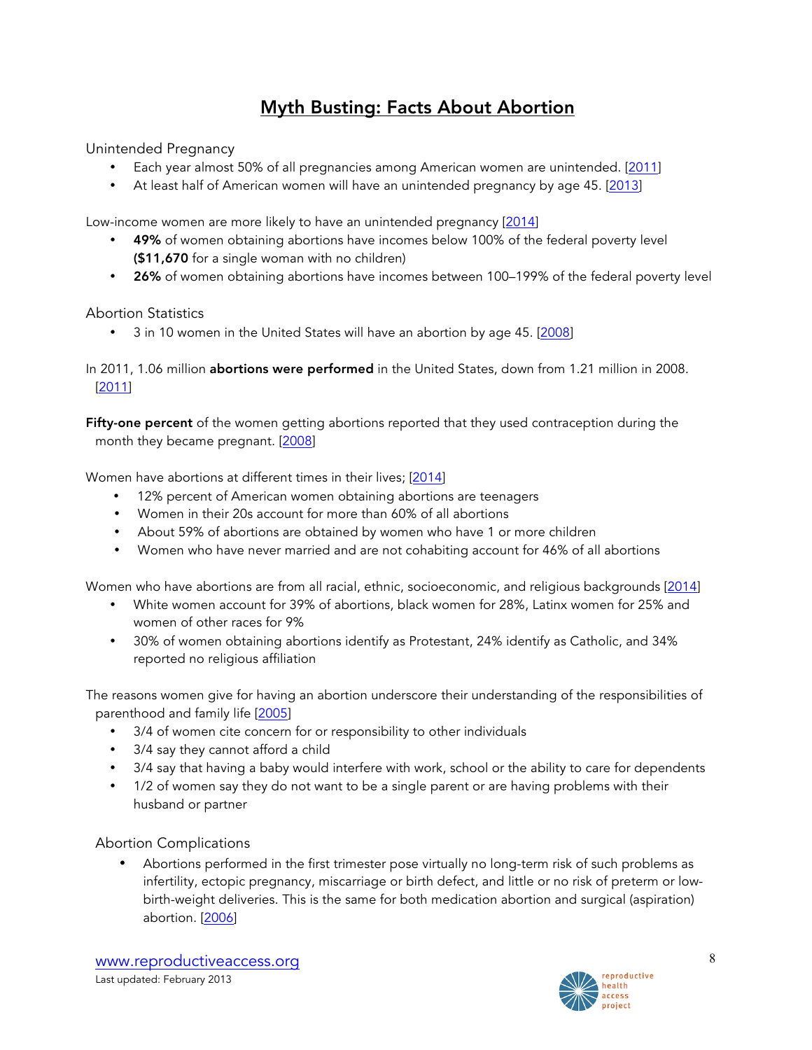# Myth Busting: Facts About Abortion

Unintended Pregnancy

- Each year almost 50% of all pregnancies among American women are unintended. [2011]
- At least half of American women will have an unintended pregnancy by age 45. [2013]

Low-income women are more likely to have an unintended pregnancy [2014]

- **49%** of women obtaining abortions have incomes below 100% of the federal poverty level **($11,670** for a single woman with no children)
- **26%** of women obtaining abortions have incomes between 100–199% of the federal poverty level

Abortion Statistics

- 3 in 10 women in the United States will have an abortion by age 45. [2008]

In 2011, 1.06 million **abortions were performed** in the United States, down from 1.21 million in 2008. [2011]

**Fifty-one percent** of the women getting abortions reported that they used contraception during the month they became pregnant. [2008]

Women have abortions at different times in their lives; [2014]

- 12% percent of American women obtaining abortions are teenagers
- Women in their 20s account for more than 60% of all abortions
- About 59% of abortions are obtained by women who have 1 or more children
- Women who have never married and are not cohabiting account for 46% of all abortions

Women who have abortions are from all racial, ethnic, socioeconomic, and religious backgrounds [2014]

- White women account for 39% of abortions, black women for 28%, Latinx women for 25% and women of other races for 9%
- 30% of women obtaining abortions identify as Protestant, 24% identify as Catholic, and 34% reported no religious affiliation

The reasons women give for having an abortion underscore their understanding of the responsibilities of parenthood and family life [2005]

- 3/4 of women cite concern for or responsibility to other individuals
- 3/4 say they cannot afford a child
- 3/4 say that having a baby would interfere with work, school or the ability to care for dependents
- 1/2 of women say they do not want to be a single parent or are having problems with their husband or partner

Abortion Complications

- Abortions performed in the first trimester pose virtually no long-term risk of such problems as infertility, ectopic pregnancy, miscarriage or birth defect, and little or no risk of preterm or low-birth-weight deliveries. This is the same for both medication abortion and surgical (aspiration) abortion. [2006]

www.reproductiveaccess.org
Last updated: February 2013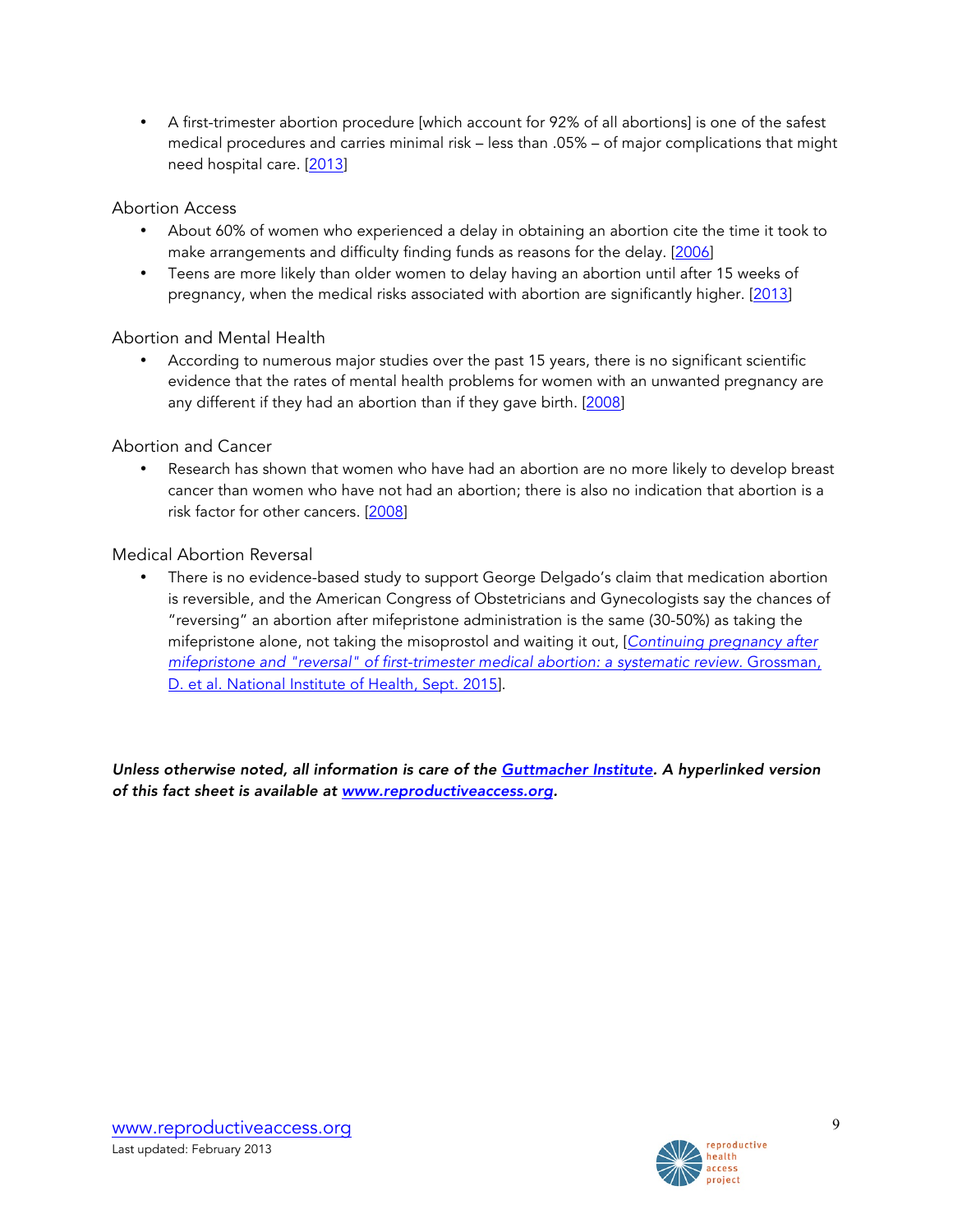- A first-trimester abortion procedure [which account for 92% of all abortions] is one of the safest medical procedures and carries minimal risk – less than .05% – of major complications that might need hospital care. [2013]

## Abortion Access

- About 60% of women who experienced a delay in obtaining an abortion cite the time it took to make arrangements and difficulty finding funds as reasons for the delay. [2006]
- Teens are more likely than older women to delay having an abortion until after 15 weeks of pregnancy, when the medical risks associated with abortion are significantly higher. [2013]

## Abortion and Mental Health

- According to numerous major studies over the past 15 years, there is no significant scientific evidence that the rates of mental health problems for women with an unwanted pregnancy are any different if they had an abortion than if they gave birth. [2008]

## Abortion and Cancer

- Research has shown that women who have had an abortion are no more likely to develop breast cancer than women who have not had an abortion; there is also no indication that abortion is a risk factor for other cancers. [2008]

## Medical Abortion Reversal

- There is no evidence-based study to support George Delgado's claim that medication abortion is reversible, and the American Congress of Obstetricians and Gynecologists say the chances of "reversing" an abortion after mifepristone administration is the same (30-50%) as taking the mifepristone alone, not taking the misoprostol and waiting it out, [*Continuing pregnancy after mifepristone and "reversal" of first-trimester medical abortion: a systematic review.* Grossman, D. et al. National Institute of Health, Sept. 2015].

***Unless otherwise noted, all information is care of the Guttmacher Institute. A hyperlinked version of this fact sheet is available at www.reproductiveaccess.org.***

www.reproductiveaccess.org
Last updated: February 2013

reproductive health access project